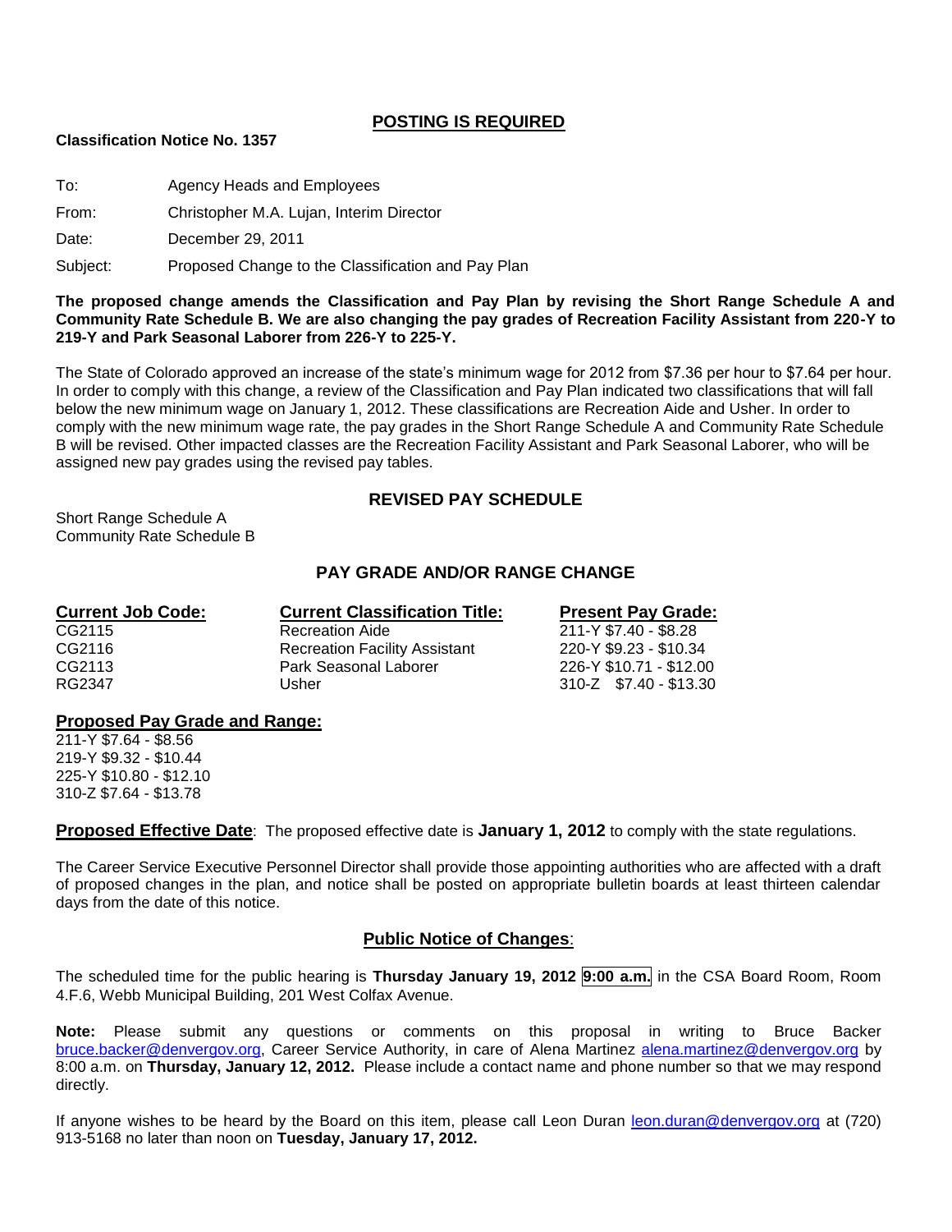## POSTING IS REQUIRED

**Classification Notice No. 1357**

To: Agency Heads and Employees

From: Christopher M.A. Lujan, Interim Director

Date: December 29, 2011

Subject: Proposed Change to the Classification and Pay Plan

**The proposed change amends the Classification and Pay Plan by revising the Short Range Schedule A and Community Rate Schedule B. We are also changing the pay grades of Recreation Facility Assistant from 220-Y to 219-Y and Park Seasonal Laborer from 226-Y to 225-Y.**

The State of Colorado approved an increase of the state's minimum wage for 2012 from $7.36 per hour to $7.64 per hour. In order to comply with this change, a review of the Classification and Pay Plan indicated two classifications that will fall below the new minimum wage on January 1, 2012. These classifications are Recreation Aide and Usher. In order to comply with the new minimum wage rate, the pay grades in the Short Range Schedule A and Community Rate Schedule B will be revised. Other impacted classes are the Recreation Facility Assistant and Park Seasonal Laborer, who will be assigned new pay grades using the revised pay tables.

### REVISED PAY SCHEDULE

Short Range Schedule A
Community Rate Schedule B

### PAY GRADE AND/OR RANGE CHANGE

| Current Job Code: | Current Classification Title: | Present Pay Grade: |
|---|---|---|
| CG2115 | Recreation Aide | 211-Y $7.40 - $8.28 |
| CG2116 | Recreation Facility Assistant | 220-Y $9.23 - $10.34 |
| CG2113 | Park Seasonal Laborer | 226-Y $10.71 - $12.00 |
| RG2347 | Usher | 310-Z $7.40 - $13.30 |

**Proposed Pay Grade and Range:**

211-Y $7.64 - $8.56
219-Y $9.32 - $10.44
225-Y $10.80 - $12.10
310-Z $7.64 - $13.78

**Proposed Effective Date**: The proposed effective date is **January 1, 2012** to comply with the state regulations.

The Career Service Executive Personnel Director shall provide those appointing authorities who are affected with a draft of proposed changes in the plan, and notice shall be posted on appropriate bulletin boards at least thirteen calendar days from the date of this notice.

### Public Notice of Changes:

The scheduled time for the public hearing is **Thursday January 19, 2012 9:00 a.m.** in the CSA Board Room, Room 4.F.6, Webb Municipal Building, 201 West Colfax Avenue.

**Note:** Please submit any questions or comments on this proposal in writing to Bruce Backer bruce.backer@denvergov.org, Career Service Authority, in care of Alena Martinez alena.martinez@denvergov.org by 8:00 a.m. on **Thursday, January 12, 2012.** Please include a contact name and phone number so that we may respond directly.

If anyone wishes to be heard by the Board on this item, please call Leon Duran leon.duran@denvergov.org at (720) 913-5168 no later than noon on **Tuesday, January 17, 2012.**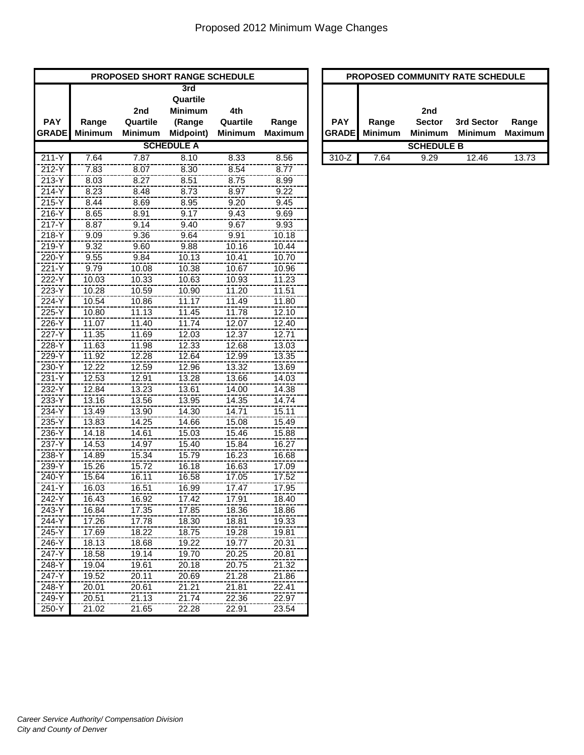# Proposed 2012 Minimum Wage Changes

| PROPOSED SHORT RANGE SCHEDULE | | | | | |
|---|---|---|---|---|---|
| PAY GRADE | Range Minimum | 2nd Quartile Minimum | 3rd Quartile Minimum (Range Midpoint) | 4th Quartile Minimum | Range Maximum |
| | | | SCHEDULE A | | |
| 211-Y | 7.64 | 7.87 | 8.10 | 8.33 | 8.56 |
| 212-Y | 7.83 | 8.07 | 8.30 | 8.54 | 8.77 |
| 213-Y | 8.03 | 8.27 | 8.51 | 8.75 | 8.99 |
| 214-Y | 8.23 | 8.48 | 8.73 | 8.97 | 9.22 |
| 215-Y | 8.44 | 8.69 | 8.95 | 9.20 | 9.45 |
| 216-Y | 8.65 | 8.91 | 9.17 | 9.43 | 9.69 |
| 217-Y | 8.87 | 9.14 | 9.40 | 9.67 | 9.93 |
| 218-Y | 9.09 | 9.36 | 9.64 | 9.91 | 10.18 |
| 219-Y | 9.32 | 9.60 | 9.88 | 10.16 | 10.44 |
| 220-Y | 9.55 | 9.84 | 10.13 | 10.41 | 10.70 |
| 221-Y | 9.79 | 10.08 | 10.38 | 10.67 | 10.96 |
| 222-Y | 10.03 | 10.33 | 10.63 | 10.93 | 11.23 |
| 223-Y | 10.28 | 10.59 | 10.90 | 11.20 | 11.51 |
| 224-Y | 10.54 | 10.86 | 11.17 | 11.49 | 11.80 |
| 225-Y | 10.80 | 11.13 | 11.45 | 11.78 | 12.10 |
| 226-Y | 11.07 | 11.40 | 11.74 | 12.07 | 12.40 |
| 227-Y | 11.35 | 11.69 | 12.03 | 12.37 | 12.71 |
| 228-Y | 11.63 | 11.98 | 12.33 | 12.68 | 13.03 |
| 229-Y | 11.92 | 12.28 | 12.64 | 12.99 | 13.35 |
| 230-Y | 12.22 | 12.59 | 12.96 | 13.32 | 13.69 |
| 231-Y | 12.53 | 12.91 | 13.28 | 13.66 | 14.03 |
| 232-Y | 12.84 | 13.23 | 13.61 | 14.00 | 14.38 |
| 233-Y | 13.16 | 13.56 | 13.95 | 14.35 | 14.74 |
| 234-Y | 13.49 | 13.90 | 14.30 | 14.71 | 15.11 |
| 235-Y | 13.83 | 14.25 | 14.66 | 15.08 | 15.49 |
| 236-Y | 14.18 | 14.61 | 15.03 | 15.46 | 15.88 |
| 237-Y | 14.53 | 14.97 | 15.40 | 15.84 | 16.27 |
| 238-Y | 14.89 | 15.34 | 15.79 | 16.23 | 16.68 |
| 239-Y | 15.26 | 15.72 | 16.18 | 16.63 | 17.09 |
| 240-Y | 15.64 | 16.11 | 16.58 | 17.05 | 17.52 |
| 241-Y | 16.03 | 16.51 | 16.99 | 17.47 | 17.95 |
| 242-Y | 16.43 | 16.92 | 17.42 | 17.91 | 18.40 |
| 243-Y | 16.84 | 17.35 | 17.85 | 18.36 | 18.86 |
| 244-Y | 17.26 | 17.78 | 18.30 | 18.81 | 19.33 |
| 245-Y | 17.69 | 18.22 | 18.75 | 19.28 | 19.81 |
| 246-Y | 18.13 | 18.68 | 19.22 | 19.77 | 20.31 |
| 247-Y | 18.58 | 19.14 | 19.70 | 20.25 | 20.81 |
| 248-Y | 19.04 | 19.61 | 20.18 | 20.75 | 21.32 |
| 247-Y | 19.52 | 20.11 | 20.69 | 21.28 | 21.86 |
| 248-Y | 20.01 | 20.61 | 21.21 | 21.81 | 22.41 |
| 249-Y | 20.51 | 21.13 | 21.74 | 22.36 | 22.97 |
| 250-Y | 21.02 | 21.65 | 22.28 | 22.91 | 23.54 |

| PROPOSED COMMUNITY RATE SCHEDULE | | | | |
|---|---|---|---|---|
| PAY GRADE | Range Minimum | 2nd Sector Minimum | 3rd Sector Minimum | Range Maximum |
| | | SCHEDULE B | | |
| 310-Z | 7.64 | 9.29 | 12.46 | 13.73 |

*Career Service Authority/ Compensation Division*
*City and County of Denver*